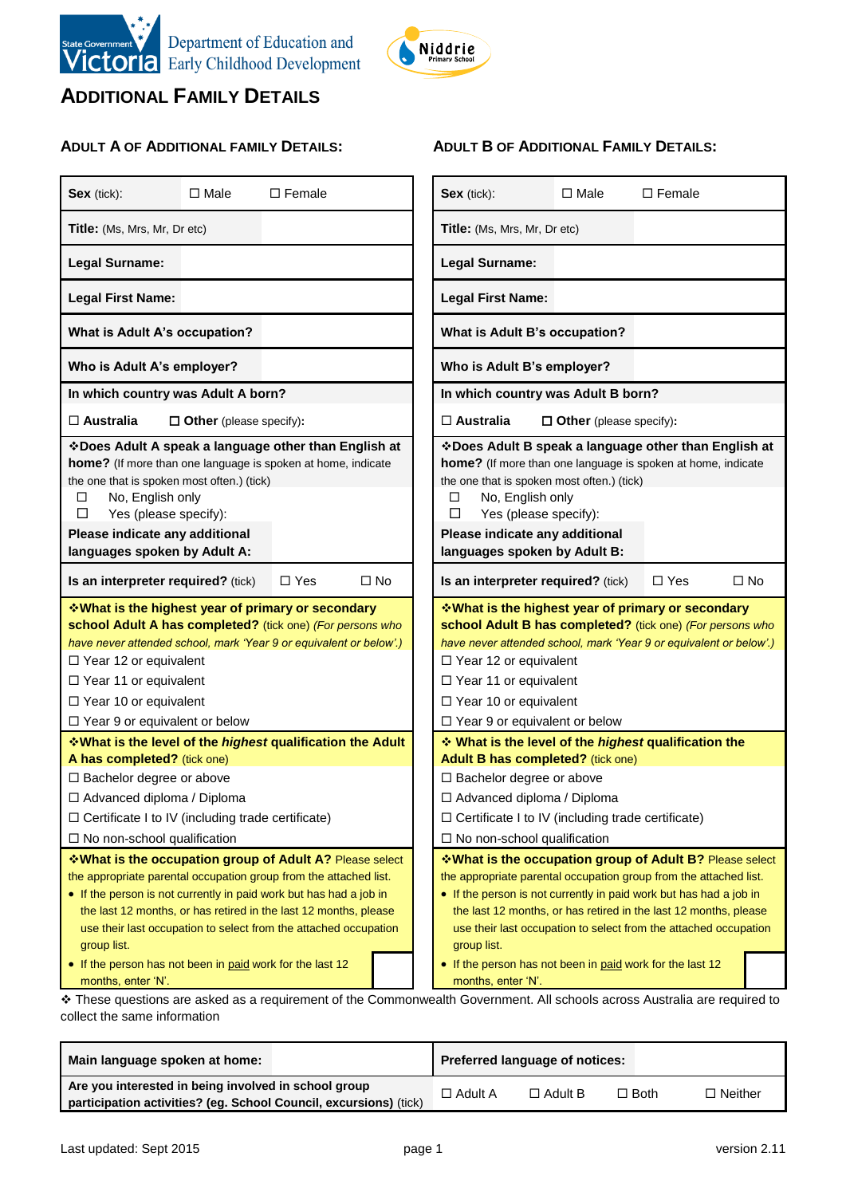Department of Education and Early Childhood Development

Niddrie Primary School

# ADDITIONAL FAMILY DETAILS

## ADULT A OF ADDITIONAL FAMILY DETAILS:

| **Sex** (tick): | ☐ Male | ☐ Female |
|---|---|---|
| **Title:** (Ms, Mrs, Mr, Dr etc) | | |
| **Legal Surname:** | | |
| **Legal First Name:** | | |
| **What is Adult A's occupation?** | | |
| **Who is Adult A's employer?** | | |

**In which country was Adult A born?**

☐ **Australia** ☐ **Other** (please specify):

❖**Does Adult A speak a language other than English at home?** (If more than one language is spoken at home, indicate the one that is spoken most often.) (tick)

- ☐ No, English only
- ☐ Yes (please specify):

**Please indicate any additional languages spoken by Adult A:**

**Is an interpreter required?** (tick) ☐ Yes ☐ No

❖**What is the highest year of primary or secondary school Adult A has completed?** (tick one) *(For persons who have never attended school, mark 'Year 9 or equivalent or below'.)*

- ☐ Year 12 or equivalent
- ☐ Year 11 or equivalent
- ☐ Year 10 or equivalent
- ☐ Year 9 or equivalent or below

❖**What is the level of the *highest* qualification the Adult A has completed?** (tick one)

- ☐ Bachelor degree or above
- ☐ Advanced diploma / Diploma
- ☐ Certificate I to IV (including trade certificate)
- ☐ No non-school qualification

❖**What is the occupation group of Adult A?** Please select the appropriate parental occupation group from the attached list.

- If the person is not currently in paid work but has had a job in the last 12 months, or has retired in the last 12 months, please use their last occupation to select from the attached occupation group list.
- If the person has not been in paid work for the last 12 months, enter 'N'.

## ADULT B OF ADDITIONAL FAMILY DETAILS:

| **Sex** (tick): | ☐ Male | ☐ Female |
|---|---|---|
| **Title:** (Ms, Mrs, Mr, Dr etc) | | |
| **Legal Surname:** | | |
| **Legal First Name:** | | |
| **What is Adult B's occupation?** | | |
| **Who is Adult B's employer?** | | |

**In which country was Adult B born?**

☐ **Australia** ☐ **Other** (please specify):

❖**Does Adult B speak a language other than English at home?** (If more than one language is spoken at home, indicate the one that is spoken most often.) (tick)

- ☐ No, English only
- ☐ Yes (please specify):

**Please indicate any additional languages spoken by Adult B:**

**Is an interpreter required?** (tick) ☐ Yes ☐ No

❖**What is the highest year of primary or secondary school Adult B has completed?** (tick one) *(For persons who have never attended school, mark 'Year 9 or equivalent or below'.)*

- ☐ Year 12 or equivalent
- ☐ Year 11 or equivalent
- ☐ Year 10 or equivalent
- ☐ Year 9 or equivalent or below

❖ **What is the level of the *highest* qualification the Adult B has completed?** (tick one)

- ☐ Bachelor degree or above
- ☐ Advanced diploma / Diploma
- ☐ Certificate I to IV (including trade certificate)
- ☐ No non-school qualification

❖**What is the occupation group of Adult B?** Please select the appropriate parental occupation group from the attached list.

- If the person is not currently in paid work but has had a job in the last 12 months, or has retired in the last 12 months, please use their last occupation to select from the attached occupation group list.
- If the person has not been in paid work for the last 12 months, enter 'N'.

❖ These questions are asked as a requirement of the Commonwealth Government. All schools across Australia are required to collect the same information

| **Main language spoken at home:** | | **Preferred language of notices:** | | | |
|---|---|---|---|---|---|
| **Are you interested in being involved in school group participation activities? (eg. School Council, excursions)** (tick) | | ☐ Adult A | ☐ Adult B | ☐ Both | ☐ Neither |

Last updated: Sept 2015

version 2.11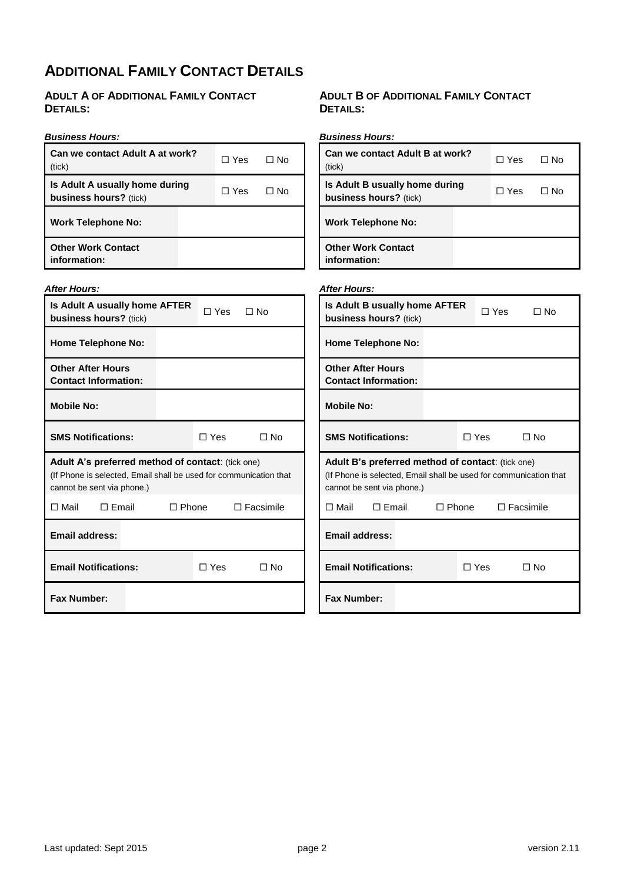# ADDITIONAL FAMILY CONTACT DETAILS

## ADULT A OF ADDITIONAL FAMILY CONTACT DETAILS:

***Business Hours:***

| | | |
|---|---|---|
| **Can we contact Adult A at work?** (tick) | ☐ Yes | ☐ No |
| **Is Adult A usually home during business hours?** (tick) | ☐ Yes | ☐ No |
| **Work Telephone No:** | | |
| **Other Work Contact information:** | | |

***After Hours:***

| | | | | |
|---|---|---|---|---|
| **Is Adult A usually home AFTER business hours?** (tick) | ☐ Yes | ☐ No | | |
| **Home Telephone No:** | | | | |
| **Other After Hours Contact Information:** | | | | |
| **Mobile No:** | | | | |
| **SMS Notifications:** | ☐ Yes | ☐ No | | |
| **Adult A's preferred method of contact**: (tick one) (If Phone is selected, Email shall be used for communication that cannot be sent via phone.) | | | | |
| ☐ Mail | ☐ Email | ☐ Phone | ☐ Facsimile | |
| **Email address:** | | | | |
| **Email Notifications:** | ☐ Yes | ☐ No | | |
| **Fax Number:** | | | | |

## ADULT B OF ADDITIONAL FAMILY CONTACT DETAILS:

***Business Hours:***

| | | |
|---|---|---|
| **Can we contact Adult B at work?** (tick) | ☐ Yes | ☐ No |
| **Is Adult B usually home during business hours?** (tick) | ☐ Yes | ☐ No |
| **Work Telephone No:** | | |
| **Other Work Contact information:** | | |

***After Hours:***

| | | | | |
|---|---|---|---|---|
| **Is Adult B usually home AFTER business hours?** (tick) | ☐ Yes | ☐ No | | |
| **Home Telephone No:** | | | | |
| **Other After Hours Contact Information:** | | | | |
| **Mobile No:** | | | | |
| **SMS Notifications:** | ☐ Yes | ☐ No | | |
| **Adult B's preferred method of contact**: (tick one) (If Phone is selected, Email shall be used for communication that cannot be sent via phone.) | | | | |
| ☐ Mail | ☐ Email | ☐ Phone | ☐ Facsimile | |
| **Email address:** | | | | |
| **Email Notifications:** | ☐ Yes | ☐ No | | |
| **Fax Number:** | | | | |

Last updated: Sept 2015 version 2.11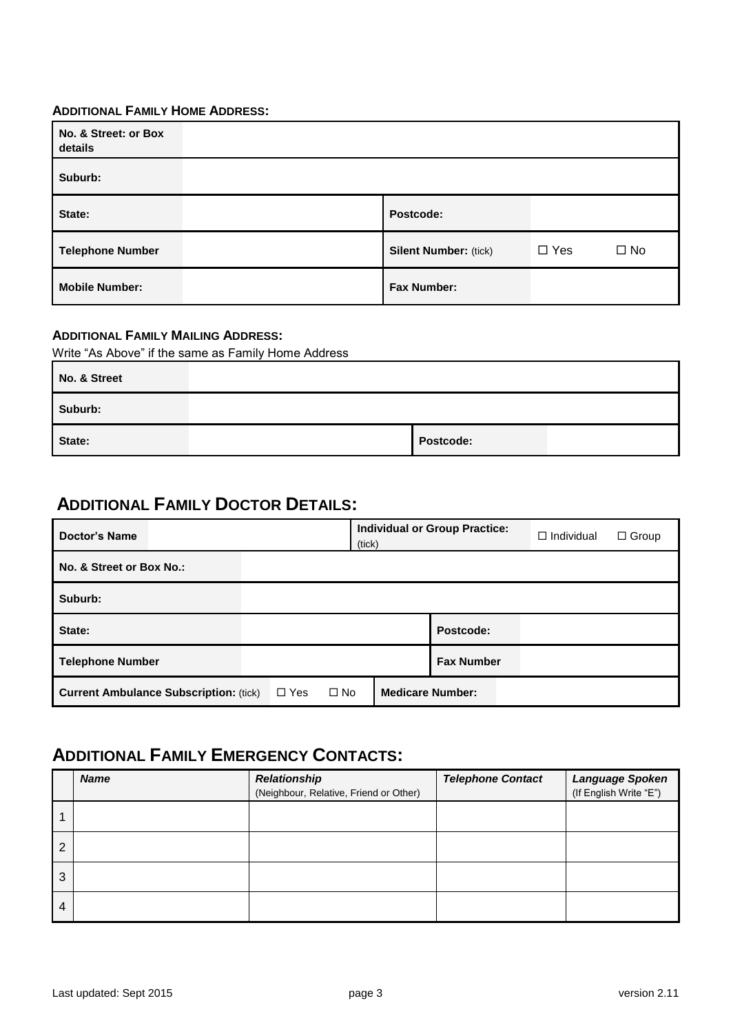**ADDITIONAL FAMILY HOME ADDRESS:**

| No. & Street: or Box details | | | |
|---|---|---|---|
| Suburb: | | | |
| State: | | Postcode: | |
| Telephone Number | | Silent Number: (tick) | ☐ Yes ☐ No |
| Mobile Number: | | Fax Number: | |

**ADDITIONAL FAMILY MAILING ADDRESS:**

Write "As Above" if the same as Family Home Address

| No. & Street | | | |
|---|---|---|---|
| Suburb: | | | |
| State: | | Postcode: | |

## ADDITIONAL FAMILY DOCTOR DETAILS:

| Doctor's Name | | Individual or Group Practice: (tick) | ☐ Individual ☐ Group |
|---|---|---|---|
| No. & Street or Box No.: | | | |
| Suburb: | | | |
| State: | | Postcode: | |
| Telephone Number | | Fax Number | |
| Current Ambulance Subscription: (tick) | ☐ Yes ☐ No | Medicare Number: | |

## ADDITIONAL FAMILY EMERGENCY CONTACTS:

| | *Name* | *Relationship* (Neighbour, Relative, Friend or Other) | *Telephone Contact* | *Language Spoken* (If English Write "E") |
|---|---|---|---|---|
| 1 | | | | |
| 2 | | | | |
| 3 | | | | |
| 4 | | | | |

Last updated: Sept 2015 version 2.11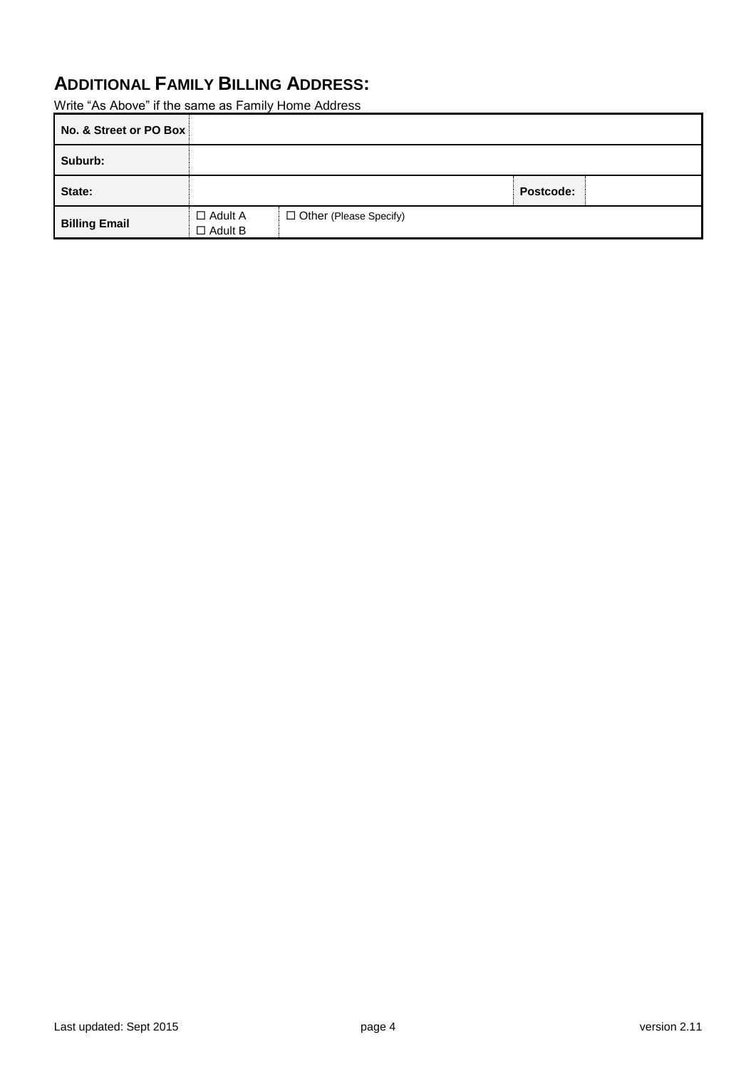## ADDITIONAL FAMILY BILLING ADDRESS:

Write "As Above" if the same as Family Home Address

| | | | | |
|---|---|---|---|---|
| **No. & Street or PO Box** | | | | |
| **Suburb:** | | | | |
| **State:** | | | **Postcode:** | |
| **Billing Email** | ☐ Adult A<br>☐ Adult B | ☐ Other (Please Specify) | | |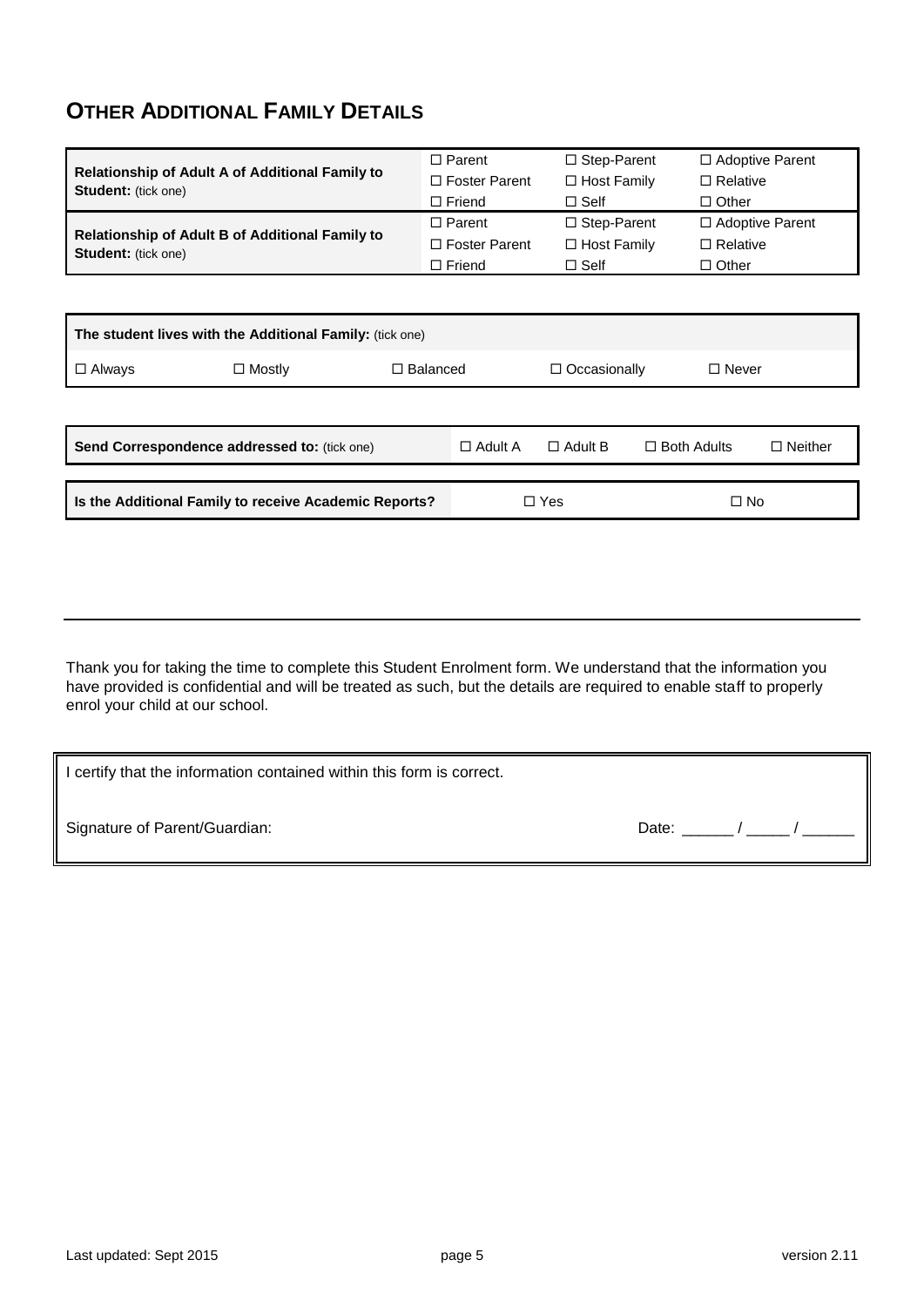## OTHER ADDITIONAL FAMILY DETAILS

| | | | |
|---|---|---|---|
| **Relationship of Adult A of Additional Family to Student:** (tick one) | ☐ Parent<br>☐ Foster Parent<br>☐ Friend | ☐ Step-Parent<br>☐ Host Family<br>☐ Self | ☐ Adoptive Parent<br>☐ Relative<br>☐ Other |
| **Relationship of Adult B of Additional Family to Student:** (tick one) | ☐ Parent<br>☐ Foster Parent<br>☐ Friend | ☐ Step-Parent<br>☐ Host Family<br>☐ Self | ☐ Adoptive Parent<br>☐ Relative<br>☐ Other |

| **The student lives with the Additional Family:** (tick one) | | | | |
|---|---|---|---|---|
| ☐ Always | ☐ Mostly | ☐ Balanced | ☐ Occasionally | ☐ Never |

| **Send Correspondence addressed to:** (tick one) | ☐ Adult A | ☐ Adult B | ☐ Both Adults | ☐ Neither |
|---|---|---|---|---|

| **Is the Additional Family to receive Academic Reports?** | ☐ Yes | ☐ No |
|---|---|---|

---

Thank you for taking the time to complete this Student Enrolment form. We understand that the information you have provided is confidential and will be treated as such, but the details are required to enable staff to properly enrol your child at our school.

I certify that the information contained within this form is correct.

Signature of Parent/Guardian: Date: ______ / _____ / ______

Last updated: Sept 2015 version 2.11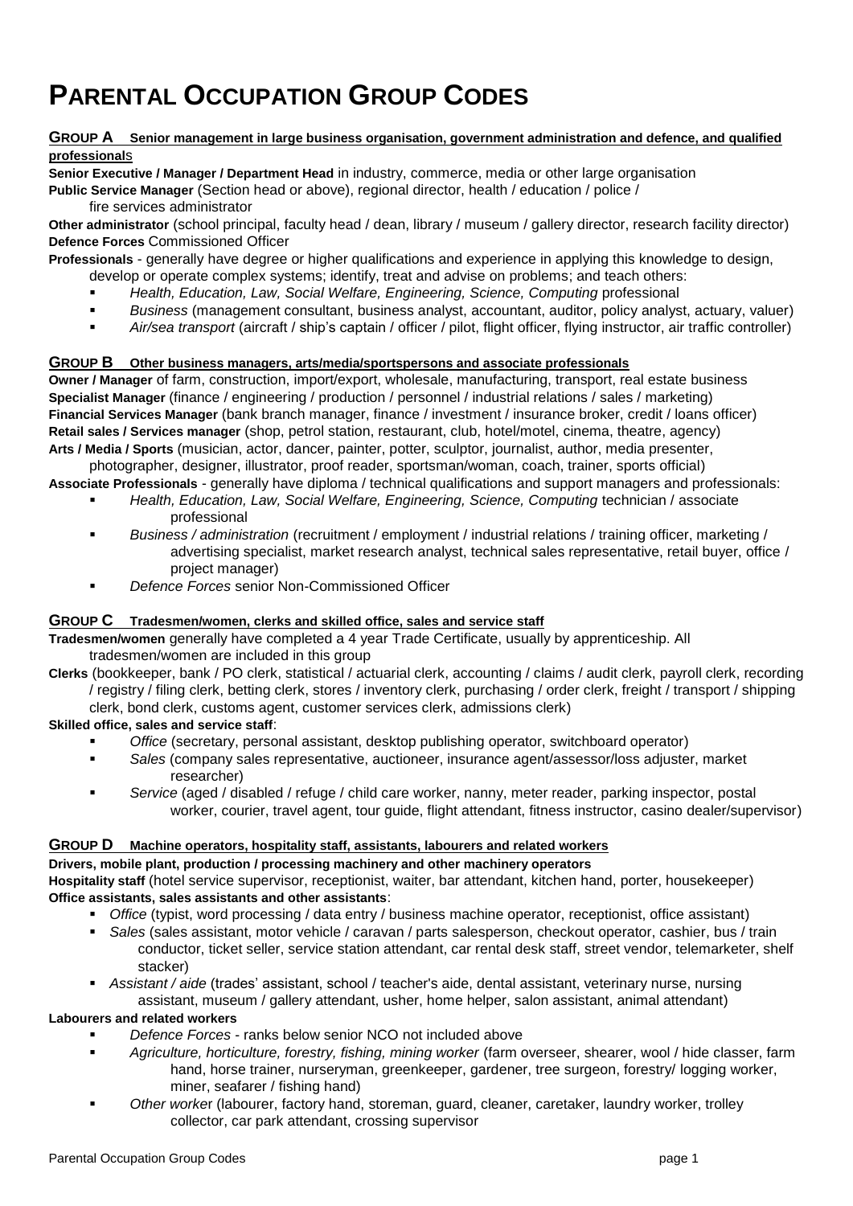# Parental Occupation Group Codes

## Group A Senior management in large business organisation, government administration and defence, and qualified professionals

**Senior Executive / Manager / Department Head** in industry, commerce, media or other large organisation

**Public Service Manager** (Section head or above), regional director, health / education / police / fire services administrator

**Other administrator** (school principal, faculty head / dean, library / museum / gallery director, research facility director)

**Defence Forces** Commissioned Officer

**Professionals** - generally have degree or higher qualifications and experience in applying this knowledge to design, develop or operate complex systems; identify, treat and advise on problems; and teach others:

- *Health, Education, Law, Social Welfare, Engineering, Science, Computing* professional
- *Business* (management consultant, business analyst, accountant, auditor, policy analyst, actuary, valuer)
- *Air/sea transport* (aircraft / ship's captain / officer / pilot, flight officer, flying instructor, air traffic controller)

## Group B Other business managers, arts/media/sportspersons and associate professionals

**Owner / Manager** of farm, construction, import/export, wholesale, manufacturing, transport, real estate business

**Specialist Manager** (finance / engineering / production / personnel / industrial relations / sales / marketing)

**Financial Services Manager** (bank branch manager, finance / investment / insurance broker, credit / loans officer)

**Retail sales / Services manager** (shop, petrol station, restaurant, club, hotel/motel, cinema, theatre, agency)

**Arts / Media / Sports** (musician, actor, dancer, painter, potter, sculptor, journalist, author, media presenter, photographer, designer, illustrator, proof reader, sportsman/woman, coach, trainer, sports official)

**Associate Professionals** - generally have diploma / technical qualifications and support managers and professionals:

- *Health, Education, Law, Social Welfare, Engineering, Science, Computing* technician / associate professional
- *Business / administration* (recruitment / employment / industrial relations / training officer, marketing / advertising specialist, market research analyst, technical sales representative, retail buyer, office / project manager)
- *Defence Forces* senior Non-Commissioned Officer

## Group C Tradesmen/women, clerks and skilled office, sales and service staff

**Tradesmen/women** generally have completed a 4 year Trade Certificate, usually by apprenticeship. All tradesmen/women are included in this group

**Clerks** (bookkeeper, bank / PO clerk, statistical / actuarial clerk, accounting / claims / audit clerk, payroll clerk, recording / registry / filing clerk, betting clerk, stores / inventory clerk, purchasing / order clerk, freight / transport / shipping clerk, bond clerk, customs agent, customer services clerk, admissions clerk)

**Skilled office, sales and service staff**:

- *Office* (secretary, personal assistant, desktop publishing operator, switchboard operator)
- *Sales* (company sales representative, auctioneer, insurance agent/assessor/loss adjuster, market researcher)
- *Service* (aged / disabled / refuge / child care worker, nanny, meter reader, parking inspector, postal worker, courier, travel agent, tour guide, flight attendant, fitness instructor, casino dealer/supervisor)

## Group D Machine operators, hospitality staff, assistants, labourers and related workers

**Drivers, mobile plant, production / processing machinery and other machinery operators**

**Hospitality staff** (hotel service supervisor, receptionist, waiter, bar attendant, kitchen hand, porter, housekeeper)

**Office assistants, sales assistants and other assistants**:

- *Office* (typist, word processing / data entry / business machine operator, receptionist, office assistant)
- *Sales* (sales assistant, motor vehicle / caravan / parts salesperson, checkout operator, cashier, bus / train conductor, ticket seller, service station attendant, car rental desk staff, street vendor, telemarketer, shelf stacker)
- *Assistant / aide* (trades' assistant, school / teacher's aide, dental assistant, veterinary nurse, nursing assistant, museum / gallery attendant, usher, home helper, salon assistant, animal attendant)

**Labourers and related workers**

- *Defence Forces* - ranks below senior NCO not included above
- *Agriculture, horticulture, forestry, fishing, mining worker* (farm overseer, shearer, wool / hide classer, farm hand, horse trainer, nurseryman, greenkeeper, gardener, tree surgeon, forestry/ logging worker, miner, seafarer / fishing hand)
- *Other worker* (labourer, factory hand, storeman, guard, cleaner, caretaker, laundry worker, trolley collector, car park attendant, crossing supervisor